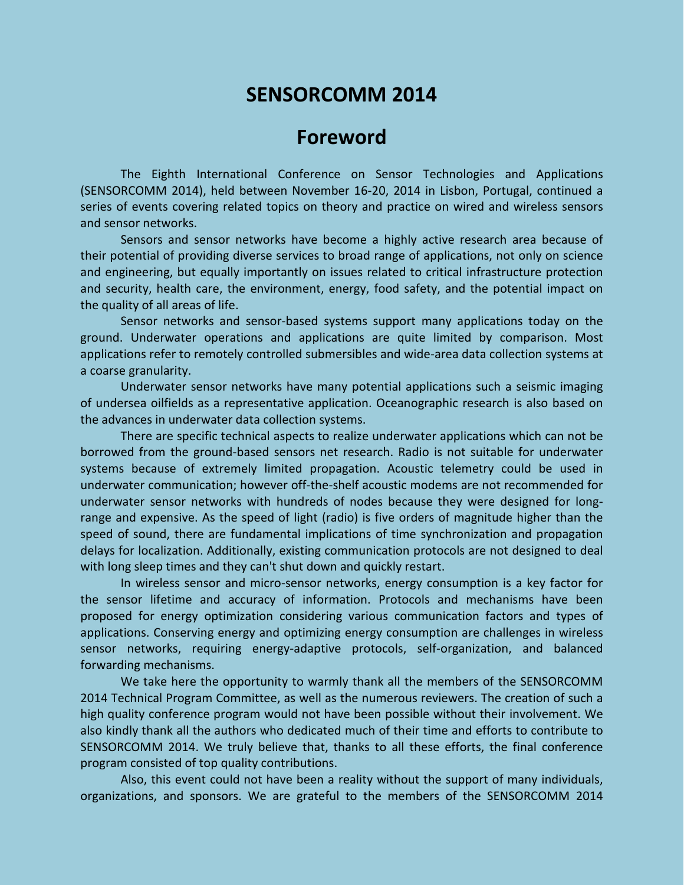# SENSORCOMM 2014

## Foreword

The Eighth International Conference on Sensor Technologies and Applications (SENSORCOMM 2014), held between November 16-20, 2014 in Lisbon, Portugal, continued a series of events covering related topics on theory and practice on wired and wireless sensors and sensor networks.

Sensors and sensor networks have become a highly active research area because of their potential of providing diverse services to broad range of applications, not only on science and engineering, but equally importantly on issues related to critical infrastructure protection and security, health care, the environment, energy, food safety, and the potential impact on the quality of all areas of life.

Sensor networks and sensor-based systems support many applications today on the ground. Underwater operations and applications are quite limited by comparison. Most applications refer to remotely controlled submersibles and wide-area data collection systems at a coarse granularity.

Underwater sensor networks have many potential applications such a seismic imaging of undersea oilfields as a representative application. Oceanographic research is also based on the advances in underwater data collection systems.

There are specific technical aspects to realize underwater applications which can not be borrowed from the ground-based sensors net research. Radio is not suitable for underwater systems because of extremely limited propagation. Acoustic telemetry could be used in underwater communication; however off-the-shelf acoustic modems are not recommended for underwater sensor networks with hundreds of nodes because they were designed for long-range and expensive. As the speed of light (radio) is five orders of magnitude higher than the speed of sound, there are fundamental implications of time synchronization and propagation delays for localization. Additionally, existing communication protocols are not designed to deal with long sleep times and they can't shut down and quickly restart.

In wireless sensor and micro-sensor networks, energy consumption is a key factor for the sensor lifetime and accuracy of information. Protocols and mechanisms have been proposed for energy optimization considering various communication factors and types of applications. Conserving energy and optimizing energy consumption are challenges in wireless sensor networks, requiring energy-adaptive protocols, self-organization, and balanced forwarding mechanisms.

We take here the opportunity to warmly thank all the members of the SENSORCOMM 2014 Technical Program Committee, as well as the numerous reviewers. The creation of such a high quality conference program would not have been possible without their involvement. We also kindly thank all the authors who dedicated much of their time and efforts to contribute to SENSORCOMM 2014. We truly believe that, thanks to all these efforts, the final conference program consisted of top quality contributions.

Also, this event could not have been a reality without the support of many individuals, organizations, and sponsors. We are grateful to the members of the SENSORCOMM 2014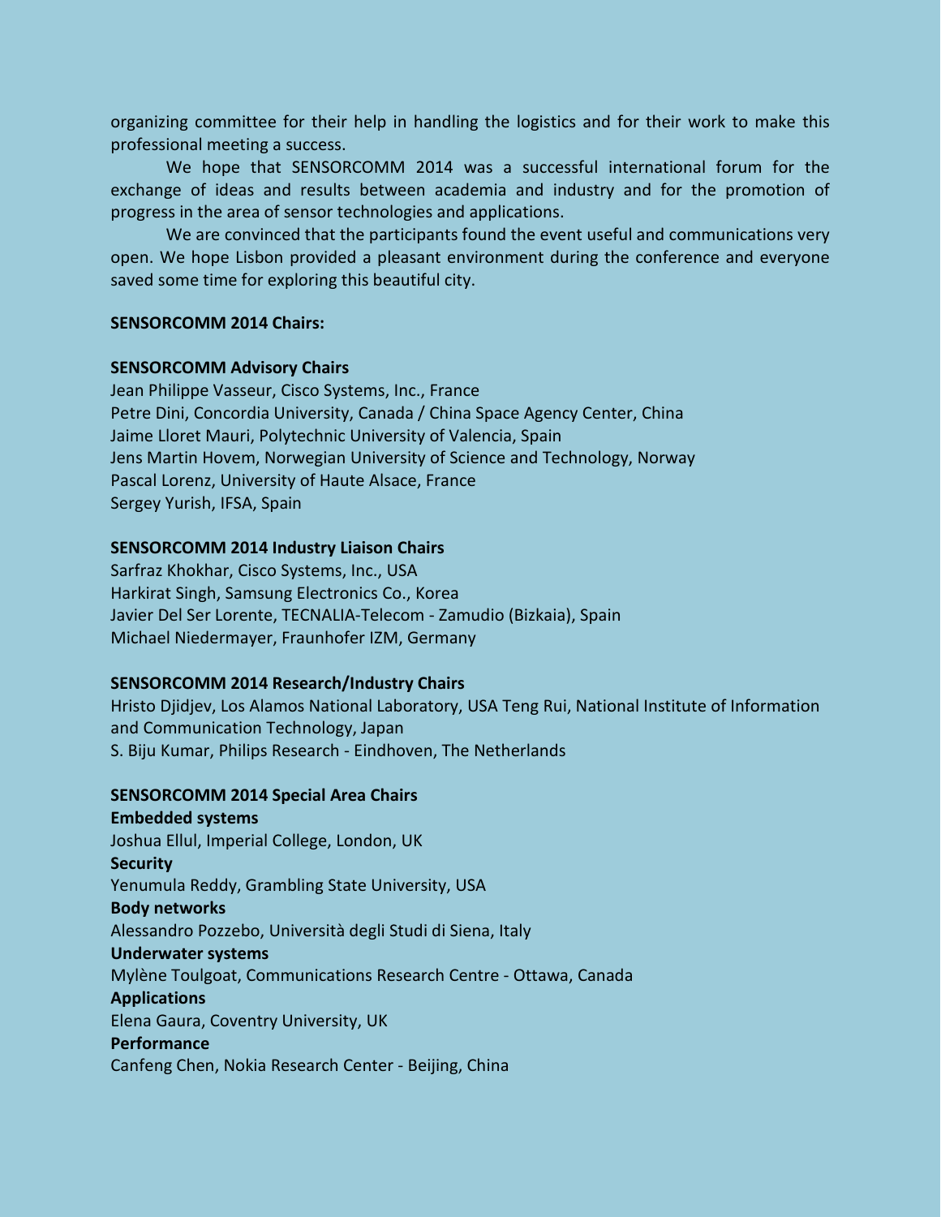organizing committee for their help in handling the logistics and for their work to make this professional meeting a success.

We hope that SENSORCOMM 2014 was a successful international forum for the exchange of ideas and results between academia and industry and for the promotion of progress in the area of sensor technologies and applications.

We are convinced that the participants found the event useful and communications very open. We hope Lisbon provided a pleasant environment during the conference and everyone saved some time for exploring this beautiful city.

**SENSORCOMM 2014 Chairs:**

**SENSORCOMM Advisory Chairs**

Jean Philippe Vasseur, Cisco Systems, Inc., France
Petre Dini, Concordia University, Canada / China Space Agency Center, China
Jaime Lloret Mauri, Polytechnic University of Valencia, Spain
Jens Martin Hovem, Norwegian University of Science and Technology, Norway
Pascal Lorenz, University of Haute Alsace, France
Sergey Yurish, IFSA, Spain

**SENSORCOMM 2014 Industry Liaison Chairs**

Sarfraz Khokhar, Cisco Systems, Inc., USA
Harkirat Singh, Samsung Electronics Co., Korea
Javier Del Ser Lorente, TECNALIA-Telecom - Zamudio (Bizkaia), Spain
Michael Niedermayer, Fraunhofer IZM, Germany

**SENSORCOMM 2014 Research/Industry Chairs**

Hristo Djidjev, Los Alamos National Laboratory, USA Teng Rui, National Institute of Information and Communication Technology, Japan
S. Biju Kumar, Philips Research - Eindhoven, The Netherlands

**SENSORCOMM 2014 Special Area Chairs**

**Embedded systems**
Joshua Ellul, Imperial College, London, UK
**Security**
Yenumula Reddy, Grambling State University, USA
**Body networks**
Alessandro Pozzebo, Università degli Studi di Siena, Italy
**Underwater systems**
Mylène Toulgoat, Communications Research Centre - Ottawa, Canada
**Applications**
Elena Gaura, Coventry University, UK
**Performance**
Canfeng Chen, Nokia Research Center - Beijing, China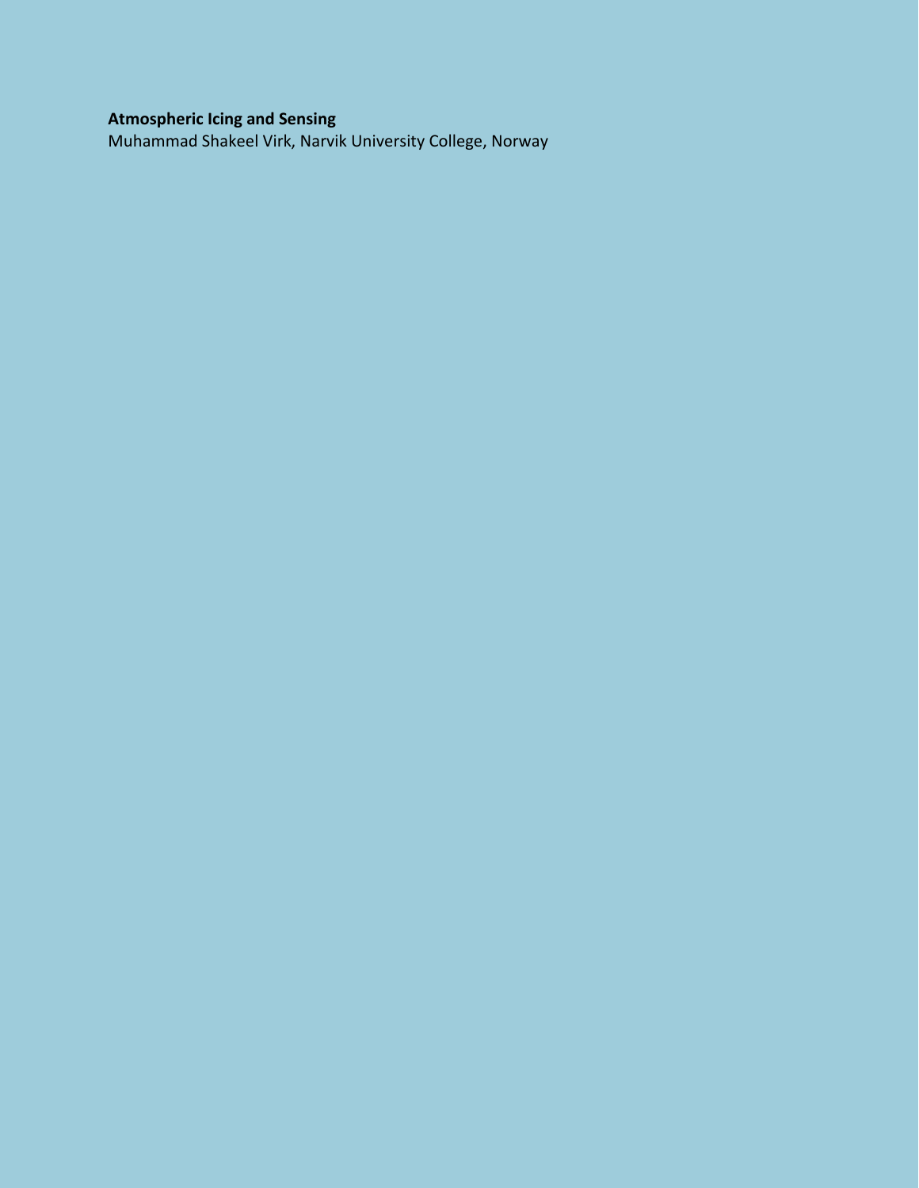**Atmospheric Icing and Sensing**
Muhammad Shakeel Virk, Narvik University College, Norway